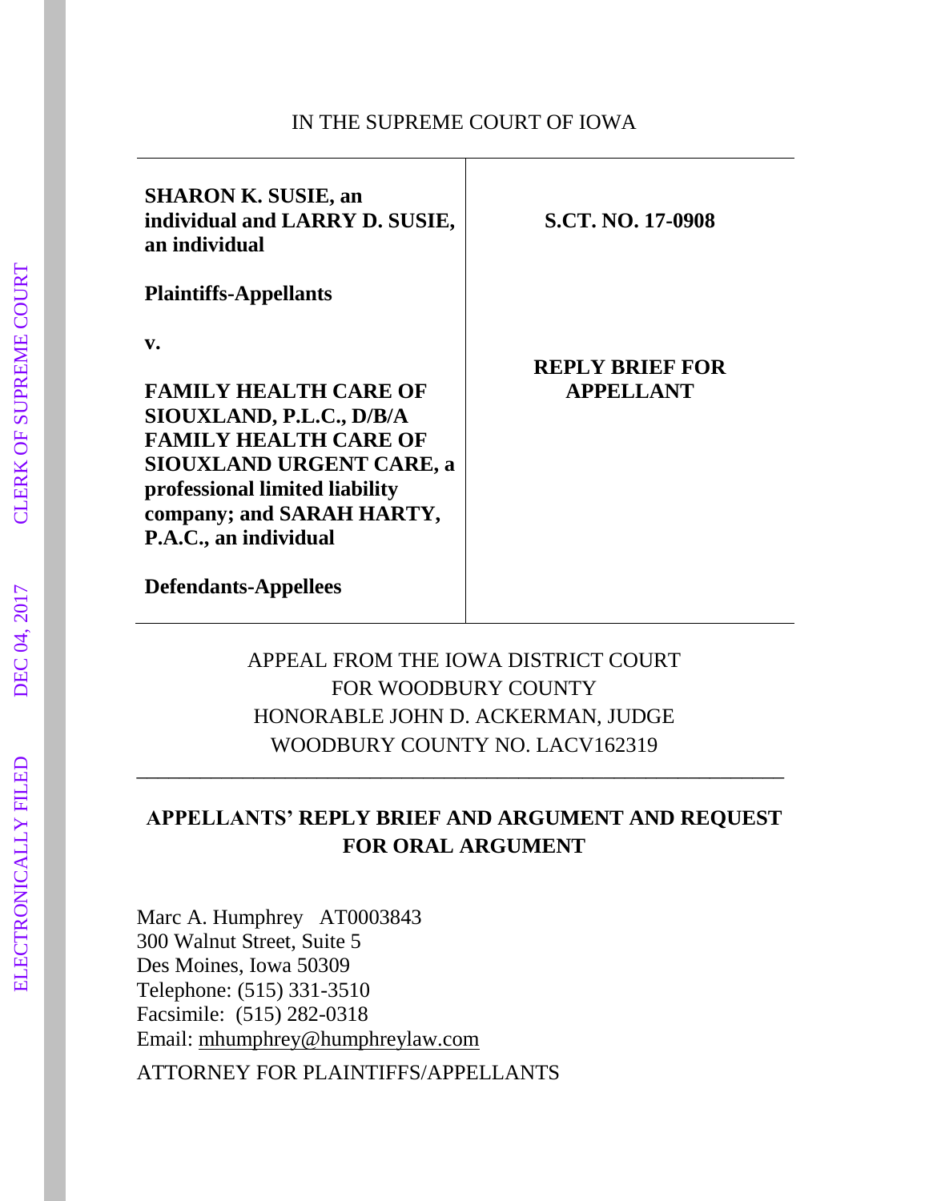IN THE SUPREME COURT OF IOWA

| | |
|---|---|
| **SHARON K. SUSIE, an individual and LARRY D. SUSIE, an individual**<br><br>**Plaintiffs-Appellants**<br><br>**v.**<br><br>**FAMILY HEALTH CARE OF SIOUXLAND, P.L.C., D/B/A FAMILY HEALTH CARE OF SIOUXLAND URGENT CARE, a professional limited liability company; and SARAH HARTY, P.A.C., an individual**<br><br>**Defendants-Appellees** | **S.CT. NO. 17-0908**<br><br>**REPLY BRIEF FOR APPELLANT** |

APPEAL FROM THE IOWA DISTRICT COURT
FOR WOODBURY COUNTY
HONORABLE JOHN D. ACKERMAN, JUDGE
WOODBURY COUNTY NO. LACV162319

---

**APPELLANTS' REPLY BRIEF AND ARGUMENT AND REQUEST FOR ORAL ARGUMENT**

Marc A. Humphrey AT0003843
300 Walnut Street, Suite 5
Des Moines, Iowa 50309
Telephone: (515) 331-3510
Facsimile: (515) 282-0318
Email: mhumphrey@humphreylaw.com

ATTORNEY FOR PLAINTIFFS/APPELLANTS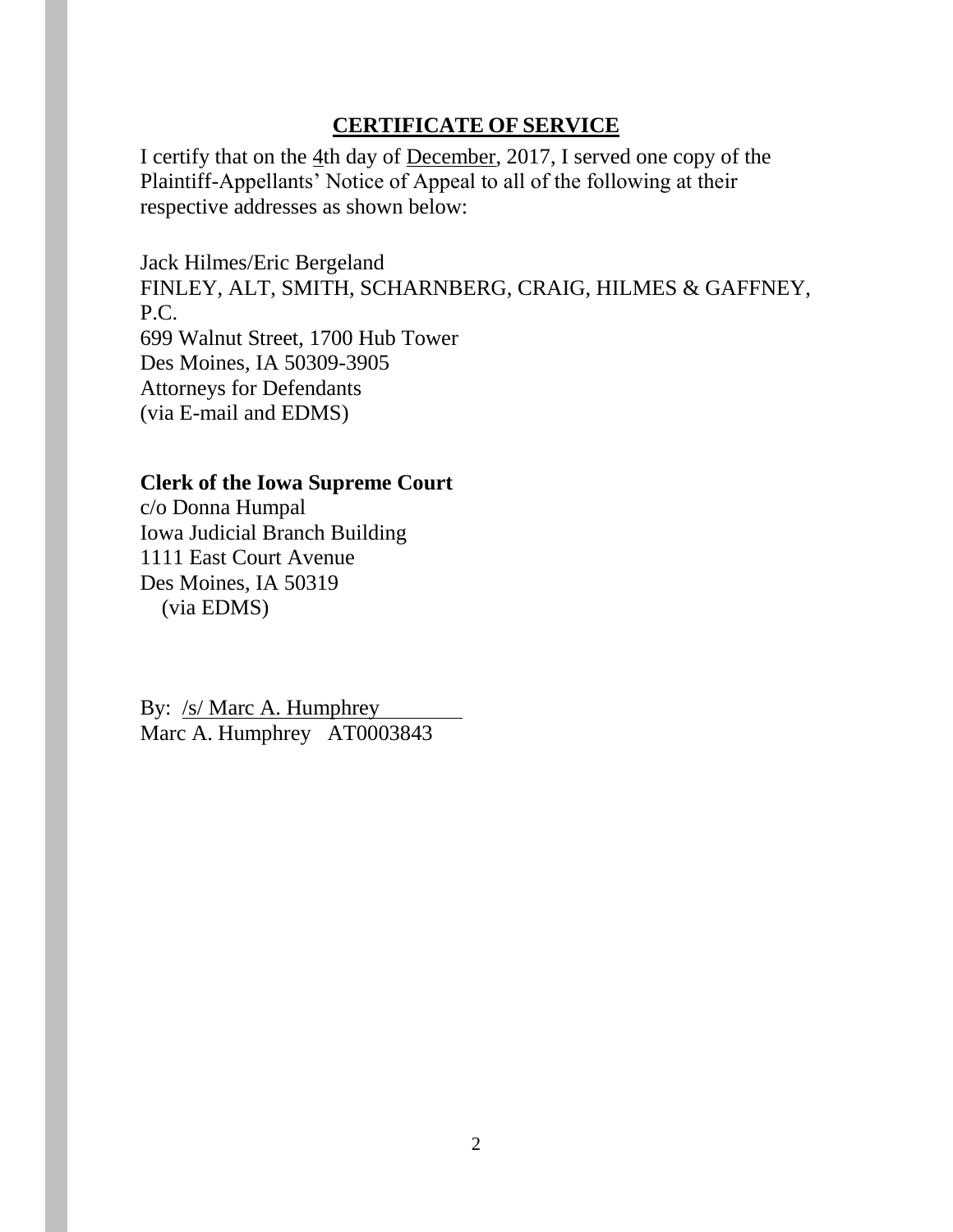## CERTIFICATE OF SERVICE

I certify that on the 4th day of December, 2017, I served one copy of the Plaintiff-Appellants' Notice of Appeal to all of the following at their respective addresses as shown below:

Jack Hilmes/Eric Bergeland
FINLEY, ALT, SMITH, SCHARNBERG, CRAIG, HILMES & GAFFNEY, P.C.
699 Walnut Street, 1700 Hub Tower
Des Moines, IA 50309-3905
Attorneys for Defendants
(via E-mail and EDMS)

**Clerk of the Iowa Supreme Court**
c/o Donna Humpal
Iowa Judicial Branch Building
1111 East Court Avenue
Des Moines, IA 50319
(via EDMS)

By: /s/ Marc A. Humphrey
Marc A. Humphrey AT0003843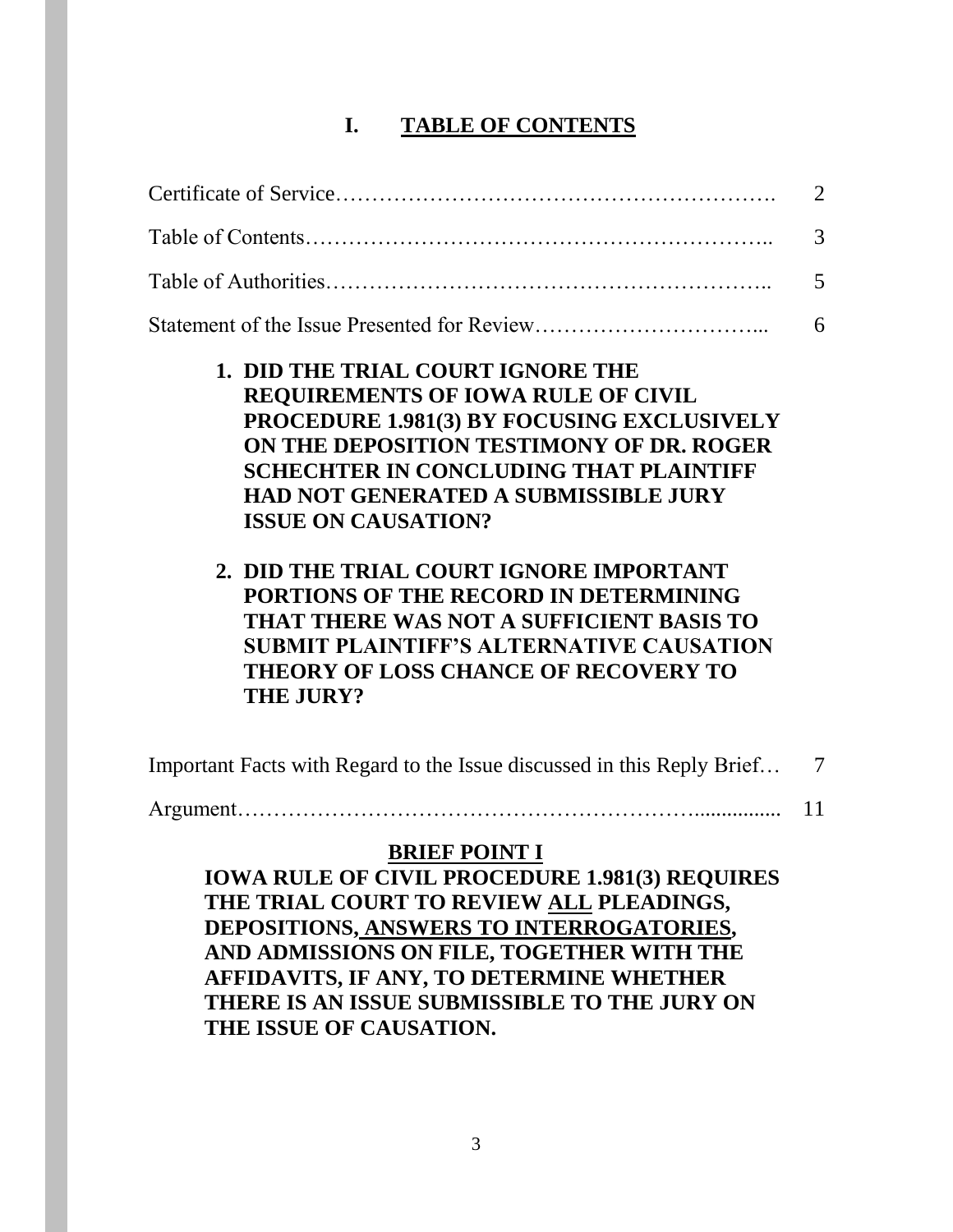# I. TABLE OF CONTENTS

| | |
|---|---|
| Certificate of Service………………………………………………. | 2 |
| Table of Contents…………………………………………………….. | 3 |
| Table of Authorities………………………………………………….. | 5 |
| Statement of the Issue Presented for Review…………………………... | 6 |

**1. DID THE TRIAL COURT IGNORE THE REQUIREMENTS OF IOWA RULE OF CIVIL PROCEDURE 1.981(3) BY FOCUSING EXCLUSIVELY ON THE DEPOSITION TESTIMONY OF DR. ROGER SCHECHTER IN CONCLUDING THAT PLAINTIFF HAD NOT GENERATED A SUBMISSIBLE JURY ISSUE ON CAUSATION?**

**2. DID THE TRIAL COURT IGNORE IMPORTANT PORTIONS OF THE RECORD IN DETERMINING THAT THERE WAS NOT A SUFFICIENT BASIS TO SUBMIT PLAINTIFF'S ALTERNATIVE CAUSATION THEORY OF LOSS CHANCE OF RECOVERY TO THE JURY?**

| | |
|---|---|
| Important Facts with Regard to the Issue discussed in this Reply Brief… | 7 |
| Argument……………………………………………………................ | 11 |

**BRIEF POINT I**

**IOWA RULE OF CIVIL PROCEDURE 1.981(3) REQUIRES THE TRIAL COURT TO REVIEW <u>ALL</u> PLEADINGS, DEPOSITIONS, <u>ANSWERS TO INTERROGATORIES</u>, AND ADMISSIONS ON FILE, TOGETHER WITH THE AFFIDAVITS, IF ANY, TO DETERMINE WHETHER THERE IS AN ISSUE SUBMISSIBLE TO THE JURY ON THE ISSUE OF CAUSATION.**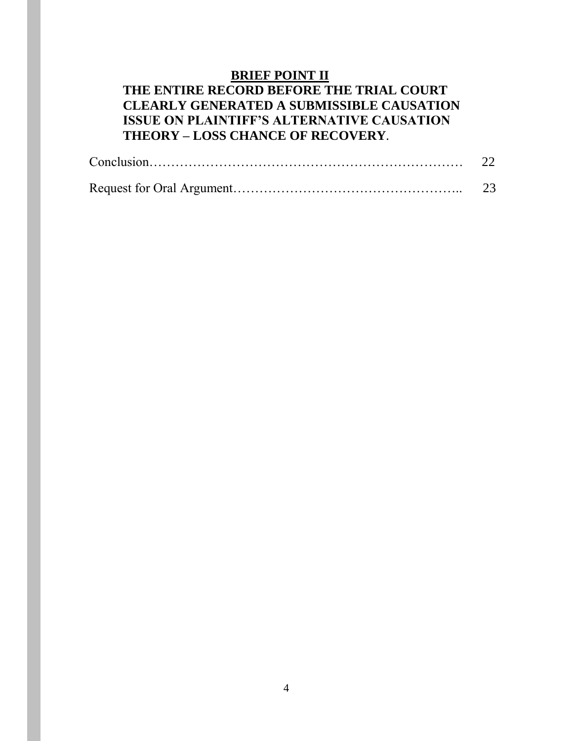**BRIEF POINT II**

**THE ENTIRE RECORD BEFORE THE TRIAL COURT CLEARLY GENERATED A SUBMISSIBLE CAUSATION ISSUE ON PLAINTIFF'S ALTERNATIVE CAUSATION THEORY – LOSS CHANCE OF RECOVERY**.

Conclusion……………………………………………………………… 22

Request for Oral Argument…………………………………………….. 23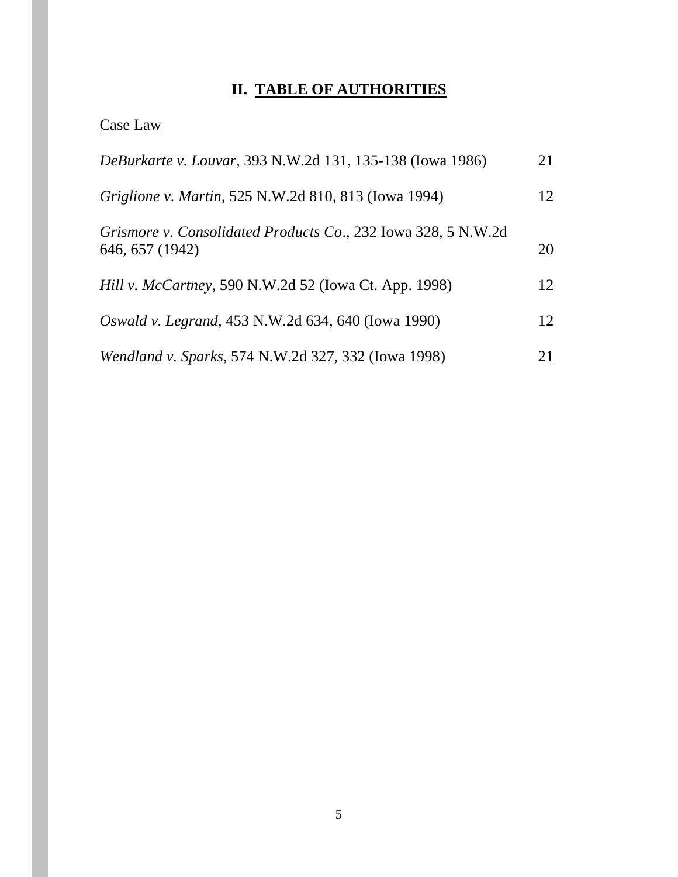## II. TABLE OF AUTHORITIES

Case Law

| | |
|---|---|
| *DeBurkarte v. Louvar*, 393 N.W.2d 131, 135-138 (Iowa 1986) | 21 |
| *Griglione v. Martin*, 525 N.W.2d 810, 813 (Iowa 1994) | 12 |
| *Grismore v. Consolidated Products Co*., 232 Iowa 328, 5 N.W.2d 646, 657 (1942) | 20 |
| *Hill v. McCartney*, 590 N.W.2d 52 (Iowa Ct. App. 1998) | 12 |
| *Oswald v. Legrand*, 453 N.W.2d 634, 640 (Iowa 1990) | 12 |
| *Wendland v. Sparks*, 574 N.W.2d 327, 332 (Iowa 1998) | 21 |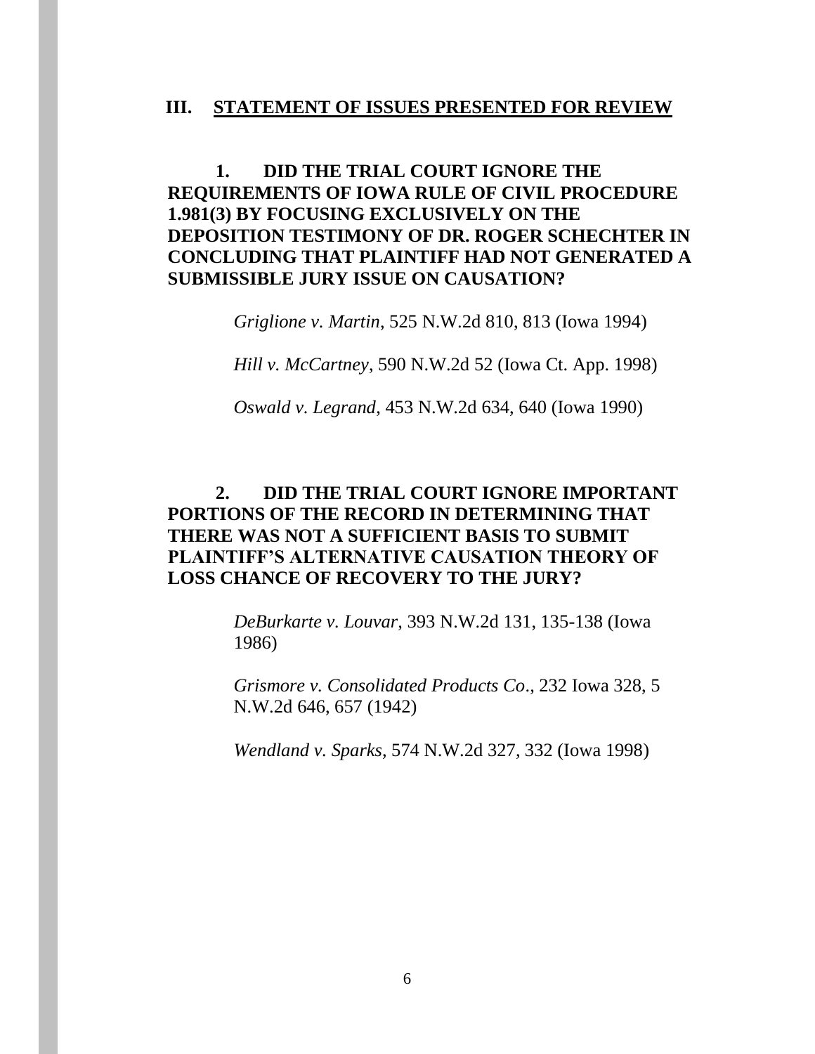## III. STATEMENT OF ISSUES PRESENTED FOR REVIEW

**1. DID THE TRIAL COURT IGNORE THE REQUIREMENTS OF IOWA RULE OF CIVIL PROCEDURE 1.981(3) BY FOCUSING EXCLUSIVELY ON THE DEPOSITION TESTIMONY OF DR. ROGER SCHECHTER IN CONCLUDING THAT PLAINTIFF HAD NOT GENERATED A SUBMISSIBLE JURY ISSUE ON CAUSATION?**

*Griglione v. Martin*, 525 N.W.2d 810, 813 (Iowa 1994)

*Hill v. McCartney*, 590 N.W.2d 52 (Iowa Ct. App. 1998)

*Oswald v. Legrand*, 453 N.W.2d 634, 640 (Iowa 1990)

**2. DID THE TRIAL COURT IGNORE IMPORTANT PORTIONS OF THE RECORD IN DETERMINING THAT THERE WAS NOT A SUFFICIENT BASIS TO SUBMIT PLAINTIFF'S ALTERNATIVE CAUSATION THEORY OF LOSS CHANCE OF RECOVERY TO THE JURY?**

*DeBurkarte v. Louvar*, 393 N.W.2d 131, 135-138 (Iowa 1986)

*Grismore v. Consolidated Products Co*., 232 Iowa 328, 5 N.W.2d 646, 657 (1942)

*Wendland v. Sparks*, 574 N.W.2d 327, 332 (Iowa 1998)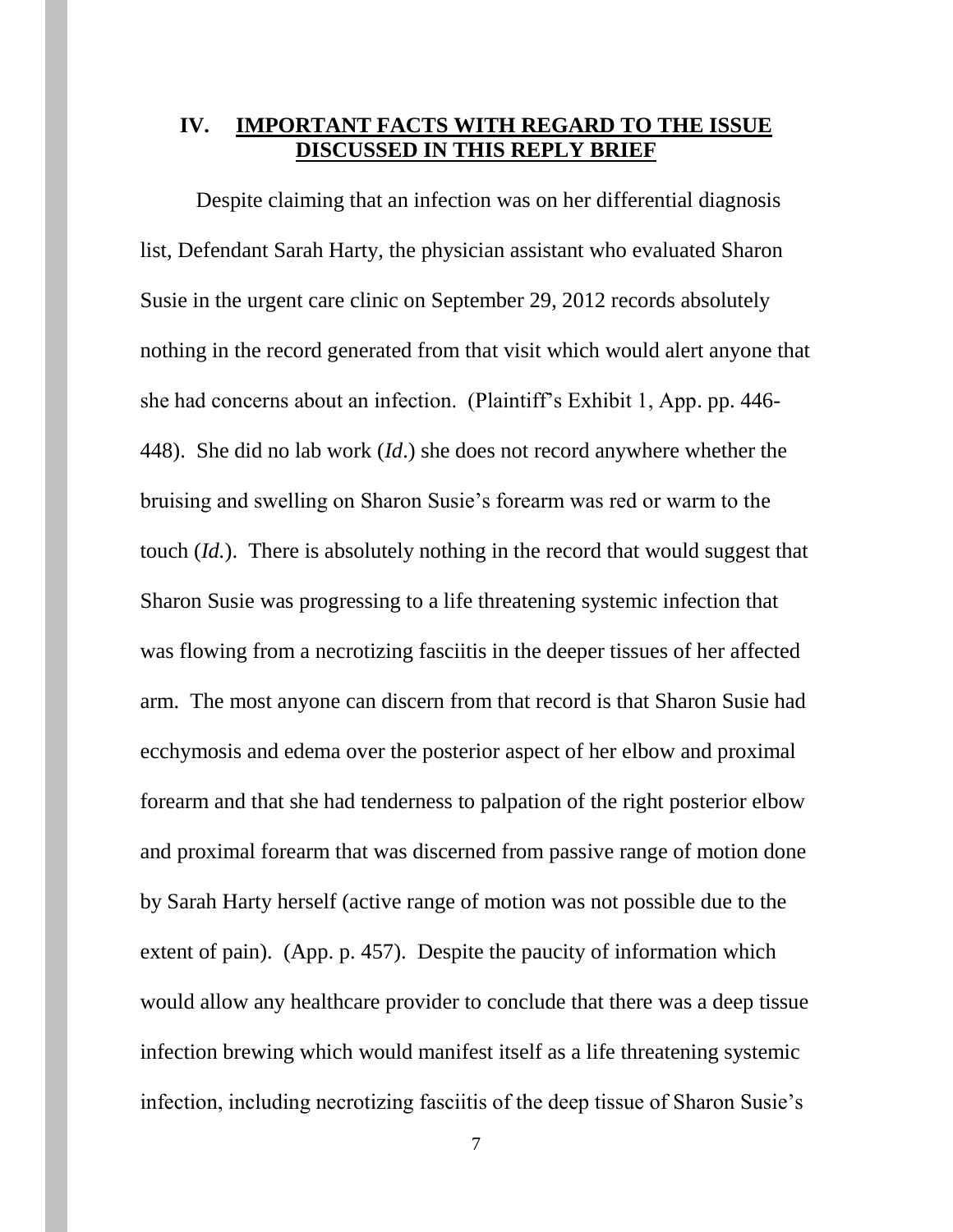## IV. IMPORTANT FACTS WITH REGARD TO THE ISSUE DISCUSSED IN THIS REPLY BRIEF

Despite claiming that an infection was on her differential diagnosis list, Defendant Sarah Harty, the physician assistant who evaluated Sharon Susie in the urgent care clinic on September 29, 2012 records absolutely nothing in the record generated from that visit which would alert anyone that she had concerns about an infection. (Plaintiff's Exhibit 1, App. pp. 446-448). She did no lab work (*Id*.) she does not record anywhere whether the bruising and swelling on Sharon Susie's forearm was red or warm to the touch (*Id*.). There is absolutely nothing in the record that would suggest that Sharon Susie was progressing to a life threatening systemic infection that was flowing from a necrotizing fasciitis in the deeper tissues of her affected arm. The most anyone can discern from that record is that Sharon Susie had ecchymosis and edema over the posterior aspect of her elbow and proximal forearm and that she had tenderness to palpation of the right posterior elbow and proximal forearm that was discerned from passive range of motion done by Sarah Harty herself (active range of motion was not possible due to the extent of pain). (App. p. 457). Despite the paucity of information which would allow any healthcare provider to conclude that there was a deep tissue infection brewing which would manifest itself as a life threatening systemic infection, including necrotizing fasciitis of the deep tissue of Sharon Susie's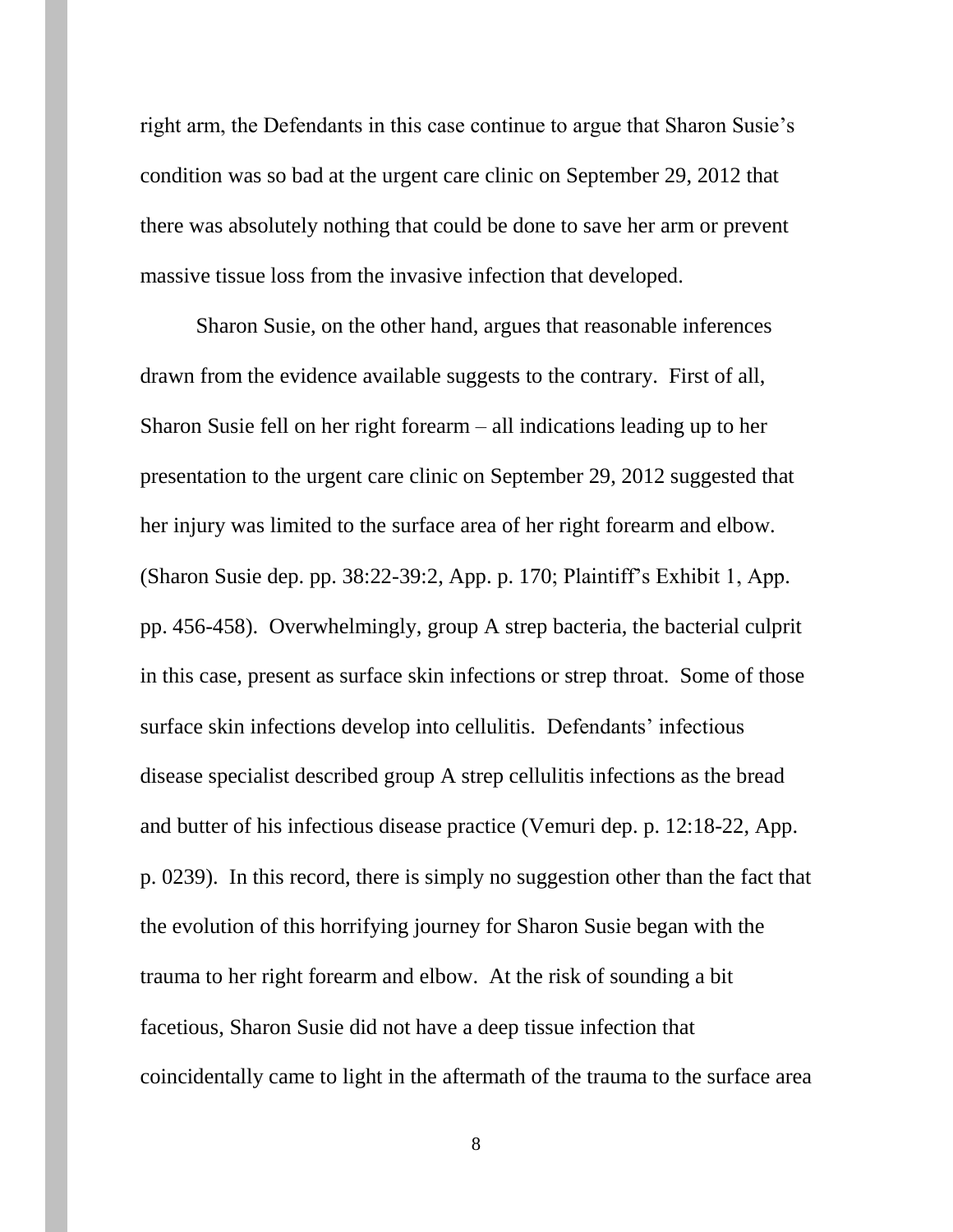right arm, the Defendants in this case continue to argue that Sharon Susie's condition was so bad at the urgent care clinic on September 29, 2012 that there was absolutely nothing that could be done to save her arm or prevent massive tissue loss from the invasive infection that developed.

Sharon Susie, on the other hand, argues that reasonable inferences drawn from the evidence available suggests to the contrary. First of all, Sharon Susie fell on her right forearm – all indications leading up to her presentation to the urgent care clinic on September 29, 2012 suggested that her injury was limited to the surface area of her right forearm and elbow. (Sharon Susie dep. pp. 38:22-39:2, App. p. 170; Plaintiff's Exhibit 1, App. pp. 456-458). Overwhelmingly, group A strep bacteria, the bacterial culprit in this case, present as surface skin infections or strep throat. Some of those surface skin infections develop into cellulitis. Defendants' infectious disease specialist described group A strep cellulitis infections as the bread and butter of his infectious disease practice (Vemuri dep. p. 12:18-22, App. p. 0239). In this record, there is simply no suggestion other than the fact that the evolution of this horrifying journey for Sharon Susie began with the trauma to her right forearm and elbow. At the risk of sounding a bit facetious, Sharon Susie did not have a deep tissue infection that coincidentally came to light in the aftermath of the trauma to the surface area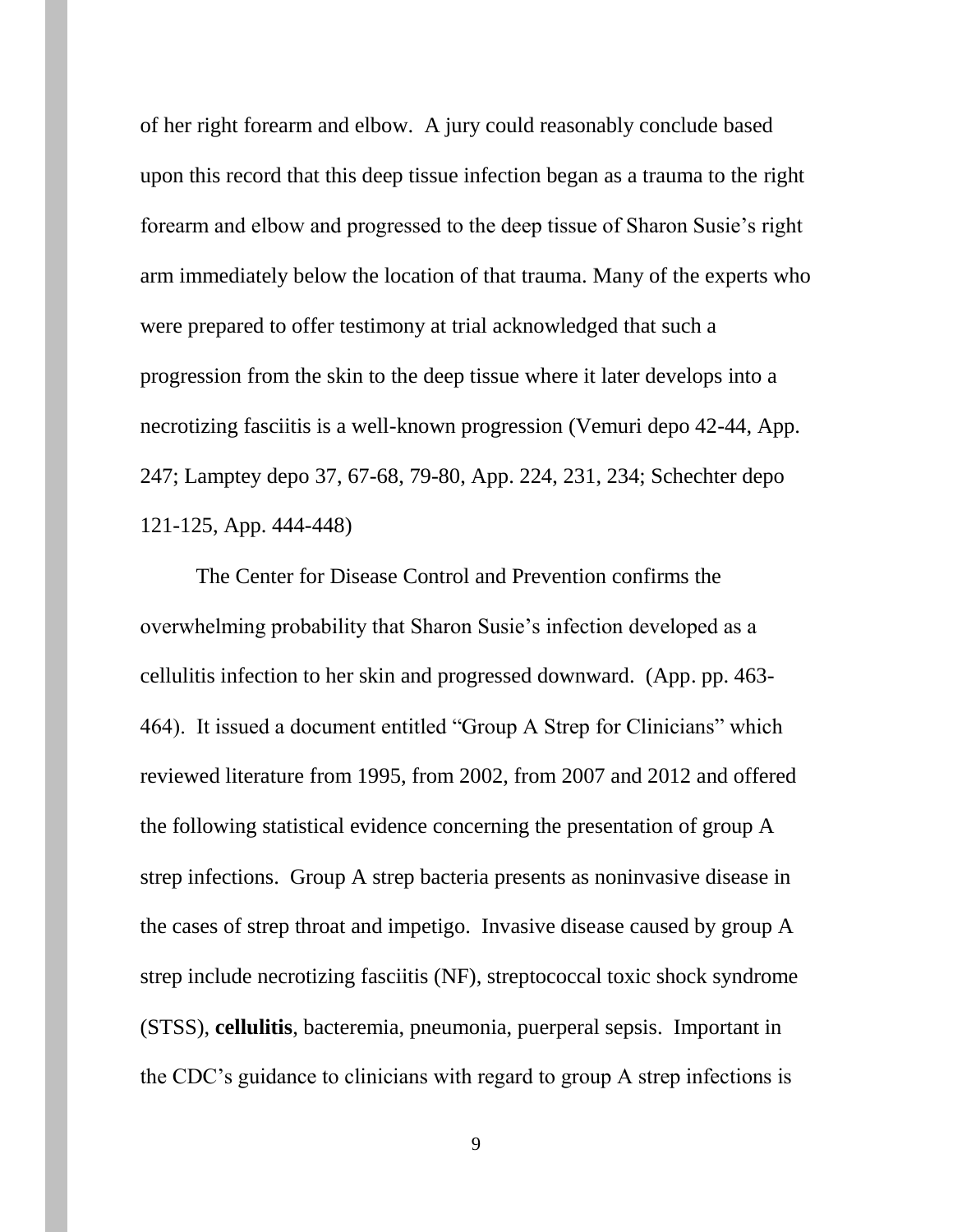of her right forearm and elbow. A jury could reasonably conclude based upon this record that this deep tissue infection began as a trauma to the right forearm and elbow and progressed to the deep tissue of Sharon Susie's right arm immediately below the location of that trauma. Many of the experts who were prepared to offer testimony at trial acknowledged that such a progression from the skin to the deep tissue where it later develops into a necrotizing fasciitis is a well-known progression (Vemuri depo 42-44, App. 247; Lamptey depo 37, 67-68, 79-80, App. 224, 231, 234; Schechter depo 121-125, App. 444-448)

The Center for Disease Control and Prevention confirms the overwhelming probability that Sharon Susie's infection developed as a cellulitis infection to her skin and progressed downward. (App. pp. 463-464). It issued a document entitled "Group A Strep for Clinicians" which reviewed literature from 1995, from 2002, from 2007 and 2012 and offered the following statistical evidence concerning the presentation of group A strep infections. Group A strep bacteria presents as noninvasive disease in the cases of strep throat and impetigo. Invasive disease caused by group A strep include necrotizing fasciitis (NF), streptococcal toxic shock syndrome (STSS), **cellulitis**, bacteremia, pneumonia, puerperal sepsis. Important in the CDC's guidance to clinicians with regard to group A strep infections is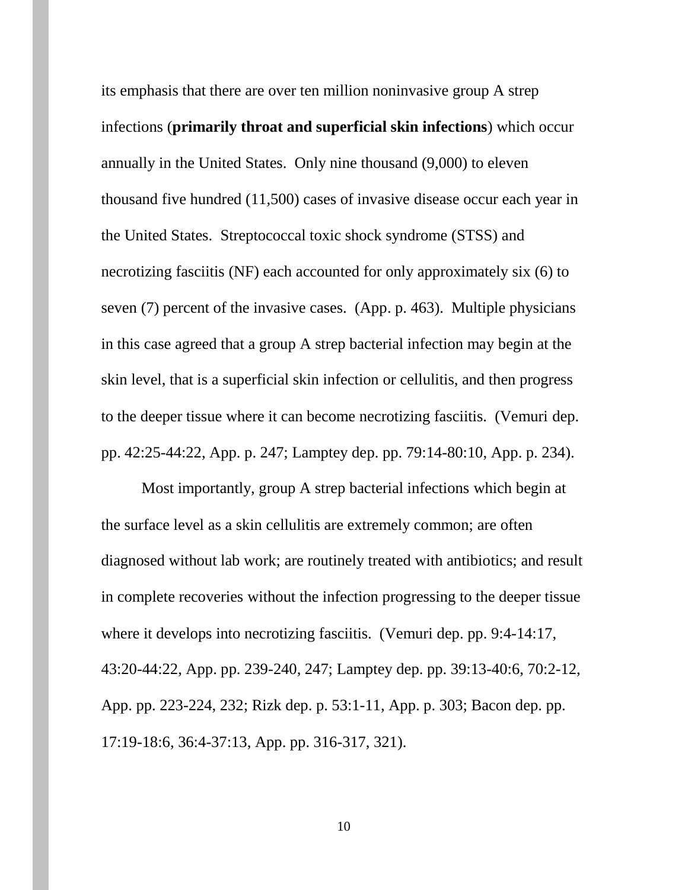its emphasis that there are over ten million noninvasive group A strep infections (**primarily throat and superficial skin infections**) which occur annually in the United States. Only nine thousand (9,000) to eleven thousand five hundred (11,500) cases of invasive disease occur each year in the United States. Streptococcal toxic shock syndrome (STSS) and necrotizing fasciitis (NF) each accounted for only approximately six (6) to seven (7) percent of the invasive cases. (App. p. 463). Multiple physicians in this case agreed that a group A strep bacterial infection may begin at the skin level, that is a superficial skin infection or cellulitis, and then progress to the deeper tissue where it can become necrotizing fasciitis. (Vemuri dep. pp. 42:25-44:22, App. p. 247; Lamptey dep. pp. 79:14-80:10, App. p. 234).

Most importantly, group A strep bacterial infections which begin at the surface level as a skin cellulitis are extremely common; are often diagnosed without lab work; are routinely treated with antibiotics; and result in complete recoveries without the infection progressing to the deeper tissue where it develops into necrotizing fasciitis. (Vemuri dep. pp. 9:4-14:17, 43:20-44:22, App. pp. 239-240, 247; Lamptey dep. pp. 39:13-40:6, 70:2-12, App. pp. 223-224, 232; Rizk dep. p. 53:1-11, App. p. 303; Bacon dep. pp. 17:19-18:6, 36:4-37:13, App. pp. 316-317, 321).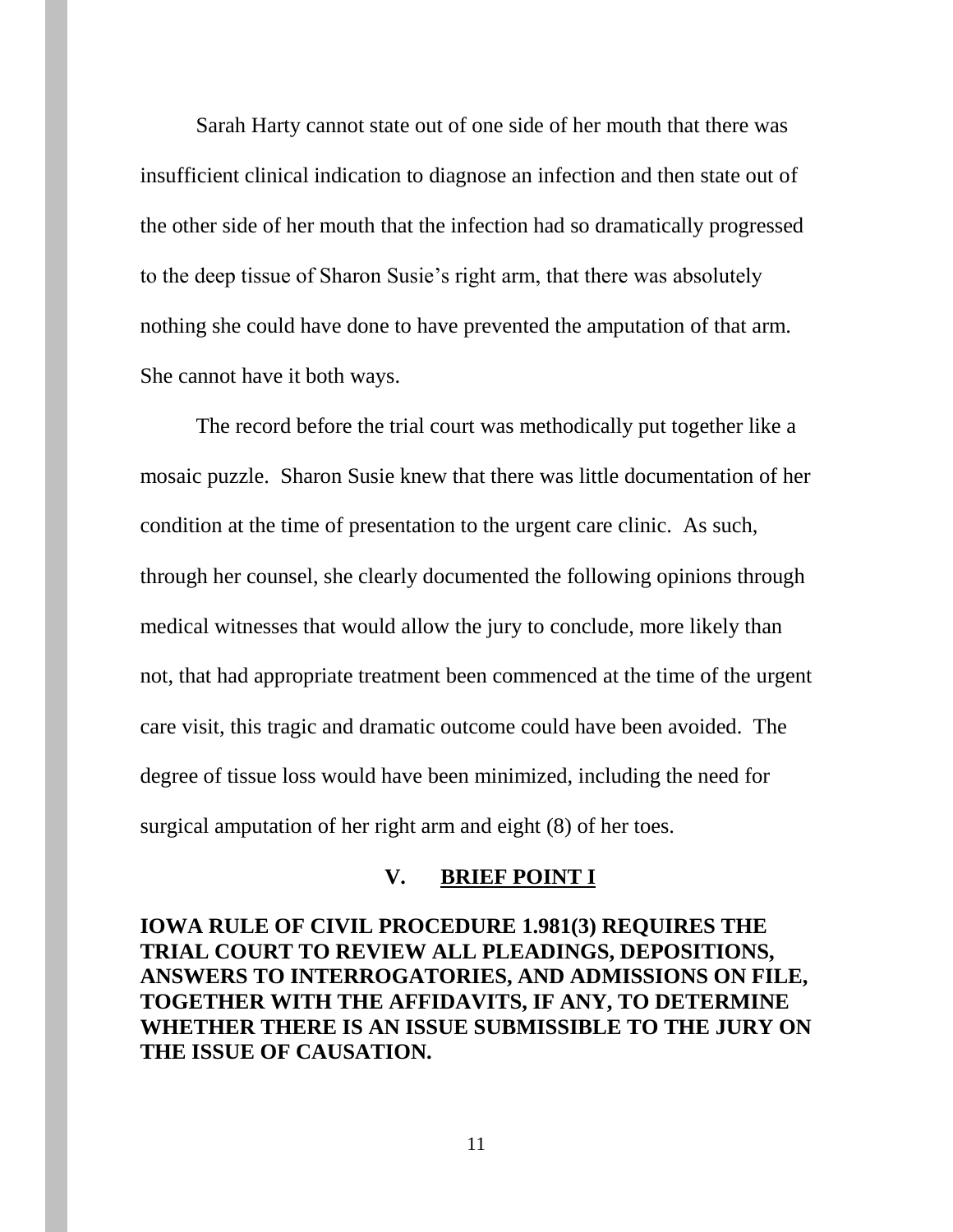Sarah Harty cannot state out of one side of her mouth that there was insufficient clinical indication to diagnose an infection and then state out of the other side of her mouth that the infection had so dramatically progressed to the deep tissue of Sharon Susie's right arm, that there was absolutely nothing she could have done to have prevented the amputation of that arm. She cannot have it both ways.

The record before the trial court was methodically put together like a mosaic puzzle. Sharon Susie knew that there was little documentation of her condition at the time of presentation to the urgent care clinic. As such, through her counsel, she clearly documented the following opinions through medical witnesses that would allow the jury to conclude, more likely than not, that had appropriate treatment been commenced at the time of the urgent care visit, this tragic and dramatic outcome could have been avoided. The degree of tissue loss would have been minimized, including the need for surgical amputation of her right arm and eight (8) of her toes.

## V. <u>BRIEF POINT I</u>

**IOWA RULE OF CIVIL PROCEDURE 1.981(3) REQUIRES THE TRIAL COURT TO REVIEW ALL PLEADINGS, DEPOSITIONS, ANSWERS TO INTERROGATORIES, AND ADMISSIONS ON FILE, TOGETHER WITH THE AFFIDAVITS, IF ANY, TO DETERMINE WHETHER THERE IS AN ISSUE SUBMISSIBLE TO THE JURY ON THE ISSUE OF CAUSATION.**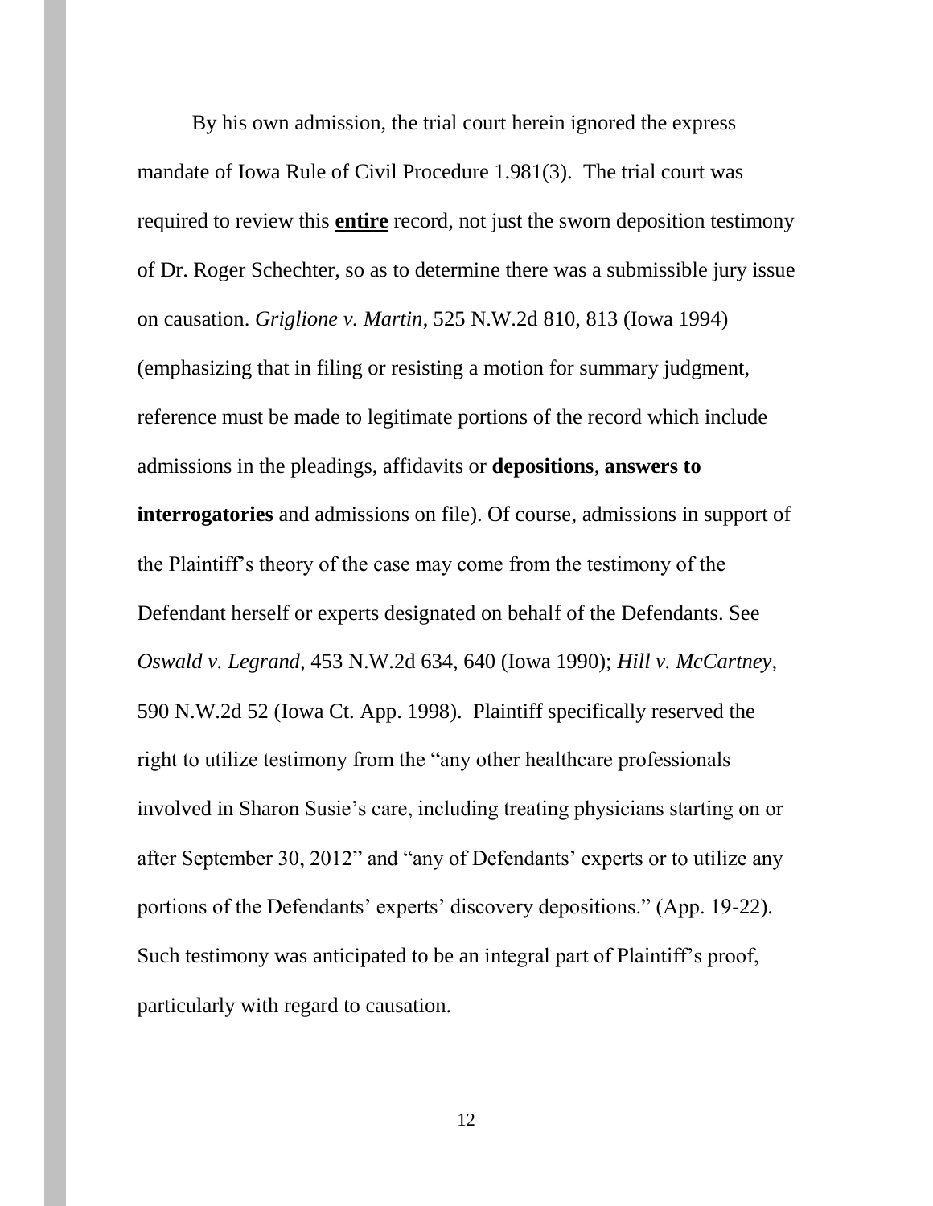By his own admission, the trial court herein ignored the express mandate of Iowa Rule of Civil Procedure 1.981(3). The trial court was required to review this **<u>entire</u>** record, not just the sworn deposition testimony of Dr. Roger Schechter, so as to determine there was a submissible jury issue on causation. *Griglione v. Martin*, 525 N.W.2d 810, 813 (Iowa 1994) (emphasizing that in filing or resisting a motion for summary judgment, reference must be made to legitimate portions of the record which include admissions in the pleadings, affidavits or **depositions**, **answers to interrogatories** and admissions on file). Of course, admissions in support of the Plaintiff's theory of the case may come from the testimony of the Defendant herself or experts designated on behalf of the Defendants. See *Oswald v. Legrand*, 453 N.W.2d 634, 640 (Iowa 1990); *Hill v. McCartney*, 590 N.W.2d 52 (Iowa Ct. App. 1998). Plaintiff specifically reserved the right to utilize testimony from the "any other healthcare professionals involved in Sharon Susie's care, including treating physicians starting on or after September 30, 2012" and "any of Defendants' experts or to utilize any portions of the Defendants' experts' discovery depositions." (App. 19-22). Such testimony was anticipated to be an integral part of Plaintiff's proof, particularly with regard to causation.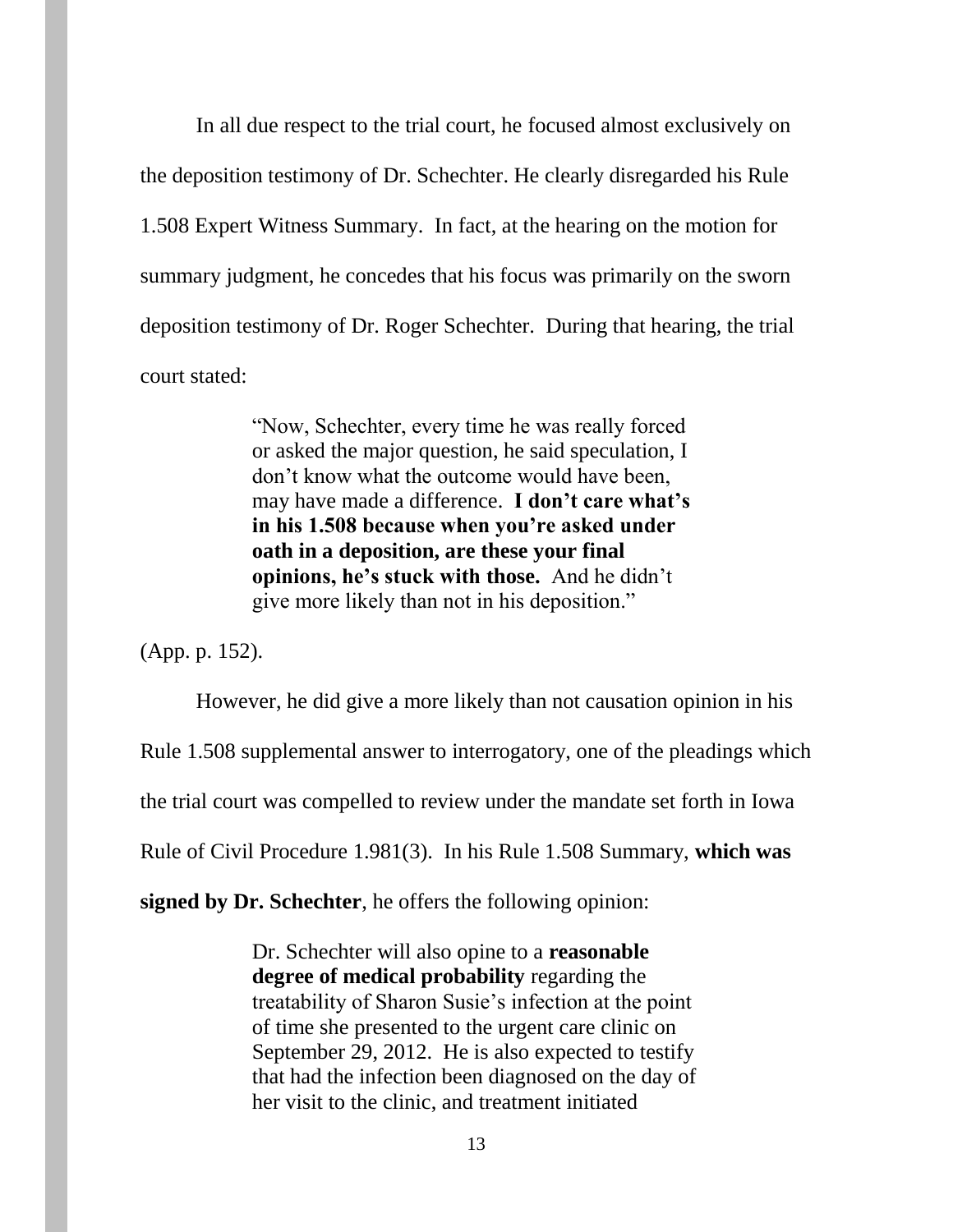In all due respect to the trial court, he focused almost exclusively on the deposition testimony of Dr. Schechter. He clearly disregarded his Rule 1.508 Expert Witness Summary. In fact, at the hearing on the motion for summary judgment, he concedes that his focus was primarily on the sworn deposition testimony of Dr. Roger Schechter. During that hearing, the trial court stated:

> "Now, Schechter, every time he was really forced or asked the major question, he said speculation, I don't know what the outcome would have been, may have made a difference. **I don't care what's in his 1.508 because when you're asked under oath in a deposition, are these your final opinions, he's stuck with those.** And he didn't give more likely than not in his deposition."

(App. p. 152).

However, he did give a more likely than not causation opinion in his Rule 1.508 supplemental answer to interrogatory, one of the pleadings which the trial court was compelled to review under the mandate set forth in Iowa Rule of Civil Procedure 1.981(3). In his Rule 1.508 Summary, **which was signed by Dr. Schechter**, he offers the following opinion:

> Dr. Schechter will also opine to a **reasonable degree of medical probability** regarding the treatability of Sharon Susie's infection at the point of time she presented to the urgent care clinic on September 29, 2012. He is also expected to testify that had the infection been diagnosed on the day of her visit to the clinic, and treatment initiated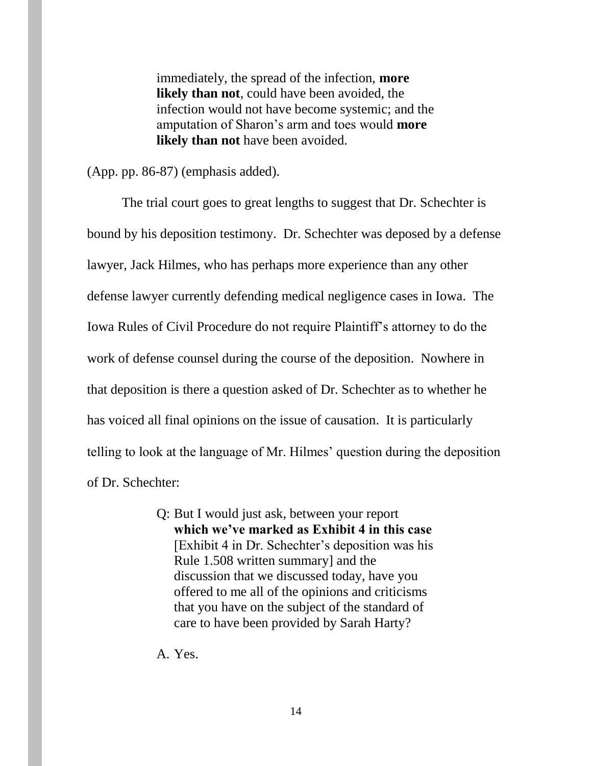> immediately, the spread of the infection, **more likely than not**, could have been avoided, the infection would not have become systemic; and the amputation of Sharon's arm and toes would **more likely than not** have been avoided.

(App. pp. 86-87) (emphasis added).

The trial court goes to great lengths to suggest that Dr. Schechter is bound by his deposition testimony. Dr. Schechter was deposed by a defense lawyer, Jack Hilmes, who has perhaps more experience than any other defense lawyer currently defending medical negligence cases in Iowa. The Iowa Rules of Civil Procedure do not require Plaintiff's attorney to do the work of defense counsel during the course of the deposition. Nowhere in that deposition is there a question asked of Dr. Schechter as to whether he has voiced all final opinions on the issue of causation. It is particularly telling to look at the language of Mr. Hilmes' question during the deposition of Dr. Schechter:

> Q: But I would just ask, between your report **which we've marked as Exhibit 4 in this case** [Exhibit 4 in Dr. Schechter's deposition was his Rule 1.508 written summary] and the discussion that we discussed today, have you offered to me all of the opinions and criticisms that you have on the subject of the standard of care to have been provided by Sarah Harty?
>
> A. Yes.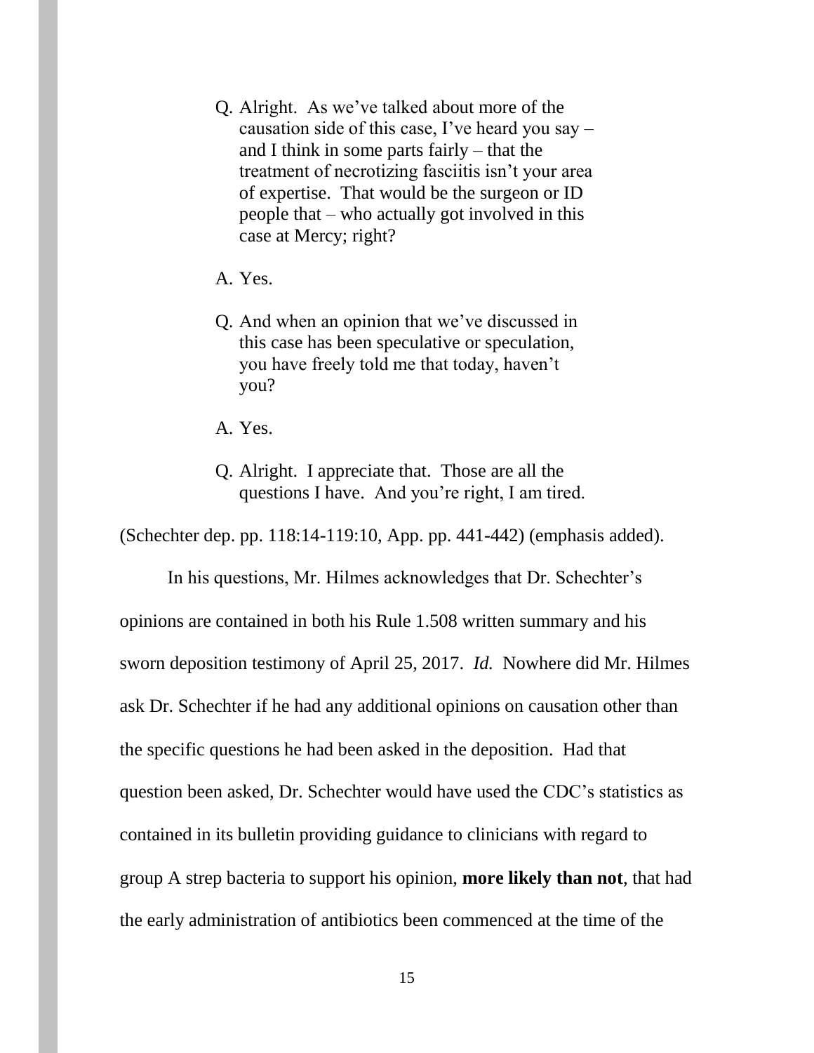> Q. Alright. As we've talked about more of the causation side of this case, I've heard you say – and I think in some parts fairly – that the treatment of necrotizing fasciitis isn't your area of expertise. That would be the surgeon or ID people that – who actually got involved in this case at Mercy; right?
>
> A. Yes.
>
> Q. And when an opinion that we've discussed in this case has been speculative or speculation, you have freely told me that today, haven't you?
>
> A. Yes.
>
> Q. Alright. I appreciate that. Those are all the questions I have. And you're right, I am tired.

(Schechter dep. pp. 118:14-119:10, App. pp. 441-442) (emphasis added).

In his questions, Mr. Hilmes acknowledges that Dr. Schechter's opinions are contained in both his Rule 1.508 written summary and his sworn deposition testimony of April 25, 2017. *Id.* Nowhere did Mr. Hilmes ask Dr. Schechter if he had any additional opinions on causation other than the specific questions he had been asked in the deposition. Had that question been asked, Dr. Schechter would have used the CDC's statistics as contained in its bulletin providing guidance to clinicians with regard to group A strep bacteria to support his opinion, **more likely than not**, that had the early administration of antibiotics been commenced at the time of the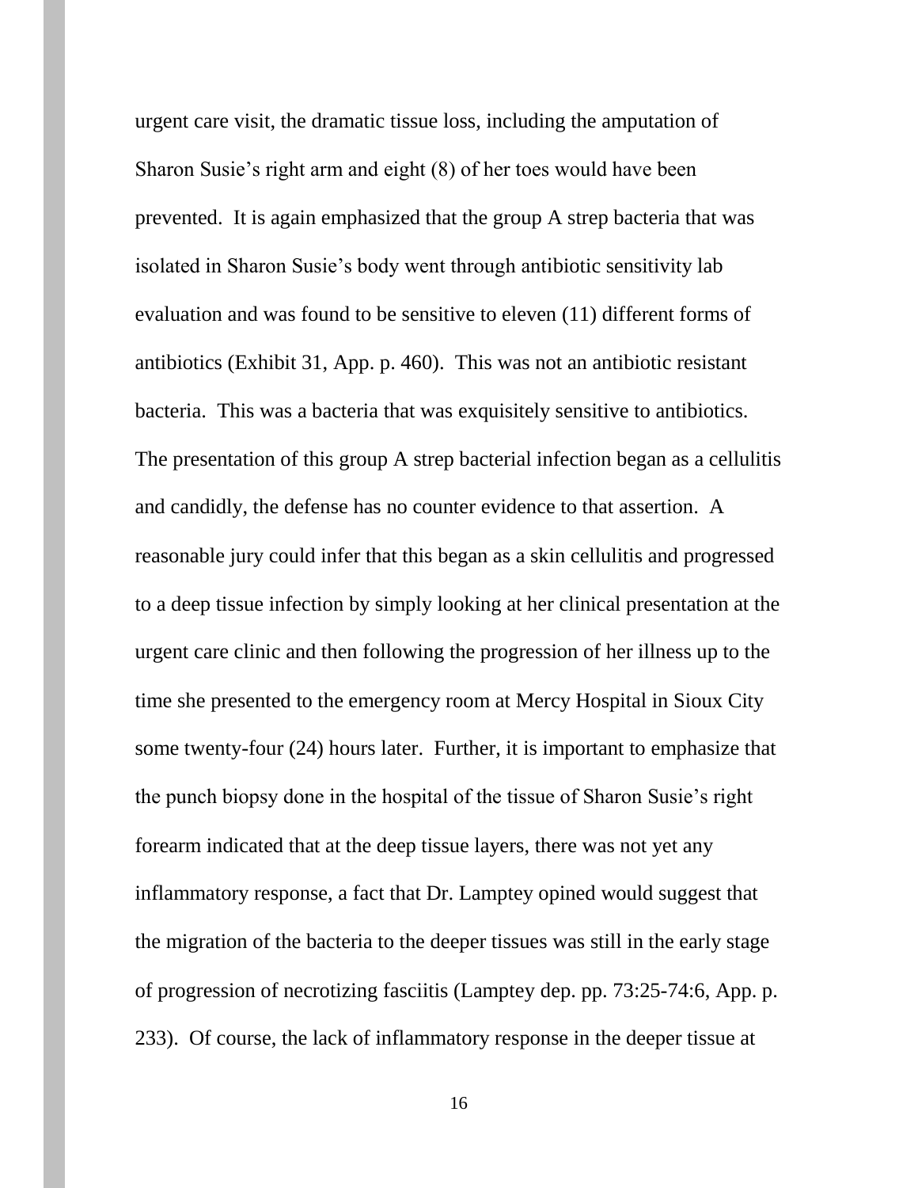urgent care visit, the dramatic tissue loss, including the amputation of Sharon Susie's right arm and eight (8) of her toes would have been prevented. It is again emphasized that the group A strep bacteria that was isolated in Sharon Susie's body went through antibiotic sensitivity lab evaluation and was found to be sensitive to eleven (11) different forms of antibiotics (Exhibit 31, App. p. 460). This was not an antibiotic resistant bacteria. This was a bacteria that was exquisitely sensitive to antibiotics. The presentation of this group A strep bacterial infection began as a cellulitis and candidly, the defense has no counter evidence to that assertion. A reasonable jury could infer that this began as a skin cellulitis and progressed to a deep tissue infection by simply looking at her clinical presentation at the urgent care clinic and then following the progression of her illness up to the time she presented to the emergency room at Mercy Hospital in Sioux City some twenty-four (24) hours later. Further, it is important to emphasize that the punch biopsy done in the hospital of the tissue of Sharon Susie's right forearm indicated that at the deep tissue layers, there was not yet any inflammatory response, a fact that Dr. Lamptey opined would suggest that the migration of the bacteria to the deeper tissues was still in the early stage of progression of necrotizing fasciitis (Lamptey dep. pp. 73:25-74:6, App. p. 233). Of course, the lack of inflammatory response in the deeper tissue at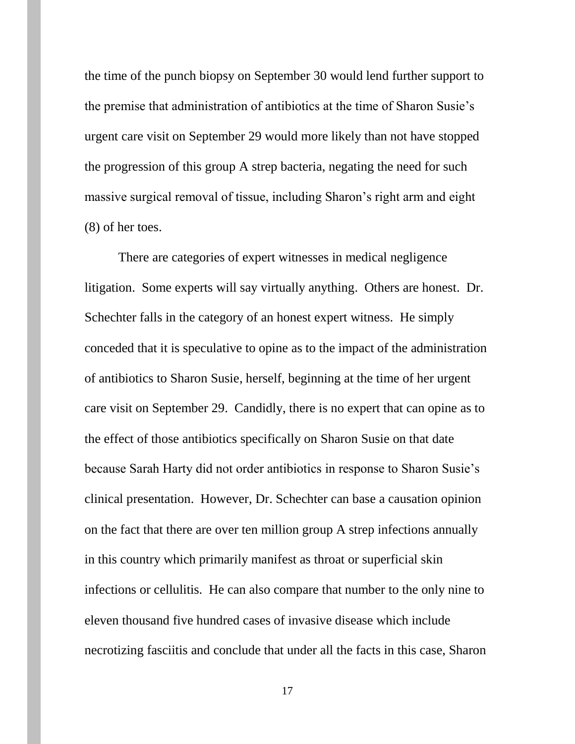the time of the punch biopsy on September 30 would lend further support to the premise that administration of antibiotics at the time of Sharon Susie's urgent care visit on September 29 would more likely than not have stopped the progression of this group A strep bacteria, negating the need for such massive surgical removal of tissue, including Sharon's right arm and eight (8) of her toes.

There are categories of expert witnesses in medical negligence litigation. Some experts will say virtually anything. Others are honest. Dr. Schechter falls in the category of an honest expert witness. He simply conceded that it is speculative to opine as to the impact of the administration of antibiotics to Sharon Susie, herself, beginning at the time of her urgent care visit on September 29. Candidly, there is no expert that can opine as to the effect of those antibiotics specifically on Sharon Susie on that date because Sarah Harty did not order antibiotics in response to Sharon Susie's clinical presentation. However, Dr. Schechter can base a causation opinion on the fact that there are over ten million group A strep infections annually in this country which primarily manifest as throat or superficial skin infections or cellulitis. He can also compare that number to the only nine to eleven thousand five hundred cases of invasive disease which include necrotizing fasciitis and conclude that under all the facts in this case, Sharon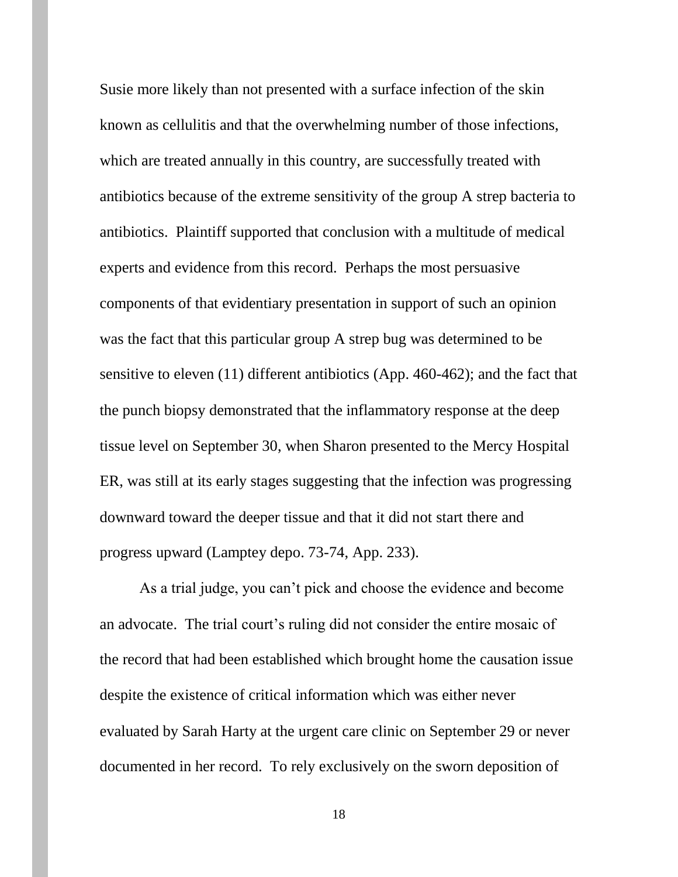Susie more likely than not presented with a surface infection of the skin known as cellulitis and that the overwhelming number of those infections, which are treated annually in this country, are successfully treated with antibiotics because of the extreme sensitivity of the group A strep bacteria to antibiotics. Plaintiff supported that conclusion with a multitude of medical experts and evidence from this record. Perhaps the most persuasive components of that evidentiary presentation in support of such an opinion was the fact that this particular group A strep bug was determined to be sensitive to eleven (11) different antibiotics (App. 460-462); and the fact that the punch biopsy demonstrated that the inflammatory response at the deep tissue level on September 30, when Sharon presented to the Mercy Hospital ER, was still at its early stages suggesting that the infection was progressing downward toward the deeper tissue and that it did not start there and progress upward (Lamptey depo. 73-74, App. 233).

As a trial judge, you can't pick and choose the evidence and become an advocate. The trial court's ruling did not consider the entire mosaic of the record that had been established which brought home the causation issue despite the existence of critical information which was either never evaluated by Sarah Harty at the urgent care clinic on September 29 or never documented in her record. To rely exclusively on the sworn deposition of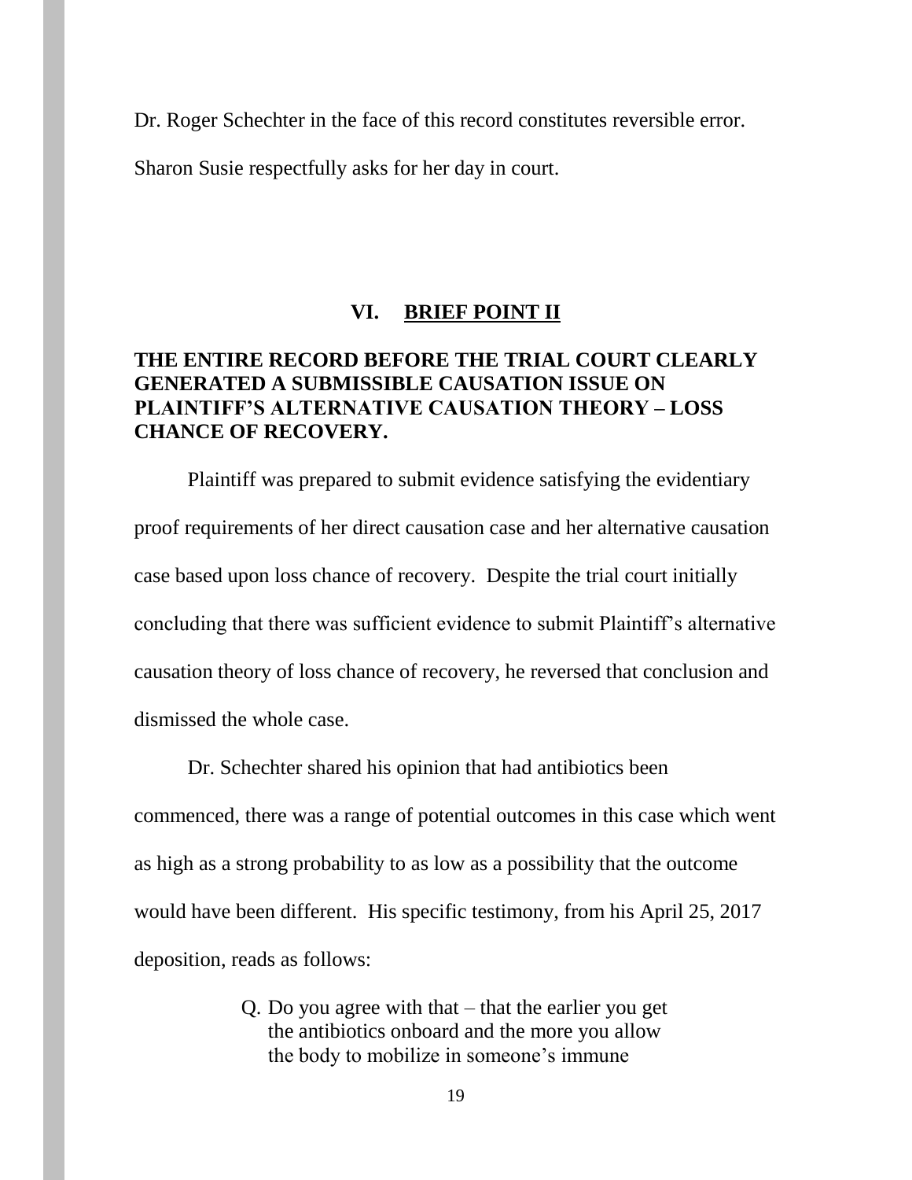Dr. Roger Schechter in the face of this record constitutes reversible error. Sharon Susie respectfully asks for her day in court.

## VI. BRIEF POINT II

**THE ENTIRE RECORD BEFORE THE TRIAL COURT CLEARLY GENERATED A SUBMISSIBLE CAUSATION ISSUE ON PLAINTIFF'S ALTERNATIVE CAUSATION THEORY – LOSS CHANCE OF RECOVERY.**

Plaintiff was prepared to submit evidence satisfying the evidentiary proof requirements of her direct causation case and her alternative causation case based upon loss chance of recovery. Despite the trial court initially concluding that there was sufficient evidence to submit Plaintiff's alternative causation theory of loss chance of recovery, he reversed that conclusion and dismissed the whole case.

Dr. Schechter shared his opinion that had antibiotics been commenced, there was a range of potential outcomes in this case which went as high as a strong probability to as low as a possibility that the outcome would have been different. His specific testimony, from his April 25, 2017 deposition, reads as follows:

> Q. Do you agree with that – that the earlier you get the antibiotics onboard and the more you allow the body to mobilize in someone's immune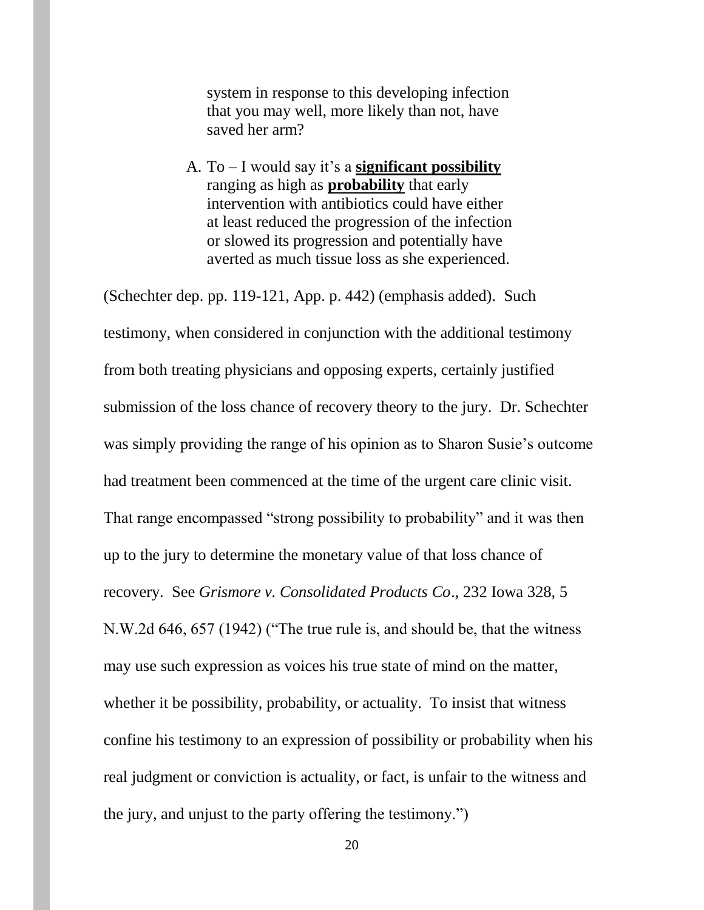> system in response to this developing infection that you may well, more likely than not, have saved her arm?
>
> A. To – I would say it's a **significant possibility** ranging as high as **probability** that early intervention with antibiotics could have either at least reduced the progression of the infection or slowed its progression and potentially have averted as much tissue loss as she experienced.

(Schechter dep. pp. 119-121, App. p. 442) (emphasis added). Such testimony, when considered in conjunction with the additional testimony from both treating physicians and opposing experts, certainly justified submission of the loss chance of recovery theory to the jury. Dr. Schechter was simply providing the range of his opinion as to Sharon Susie's outcome had treatment been commenced at the time of the urgent care clinic visit. That range encompassed "strong possibility to probability" and it was then up to the jury to determine the monetary value of that loss chance of recovery. See *Grismore v. Consolidated Products Co*., 232 Iowa 328, 5 N.W.2d 646, 657 (1942) ("The true rule is, and should be, that the witness may use such expression as voices his true state of mind on the matter, whether it be possibility, probability, or actuality. To insist that witness confine his testimony to an expression of possibility or probability when his real judgment or conviction is actuality, or fact, is unfair to the witness and the jury, and unjust to the party offering the testimony.")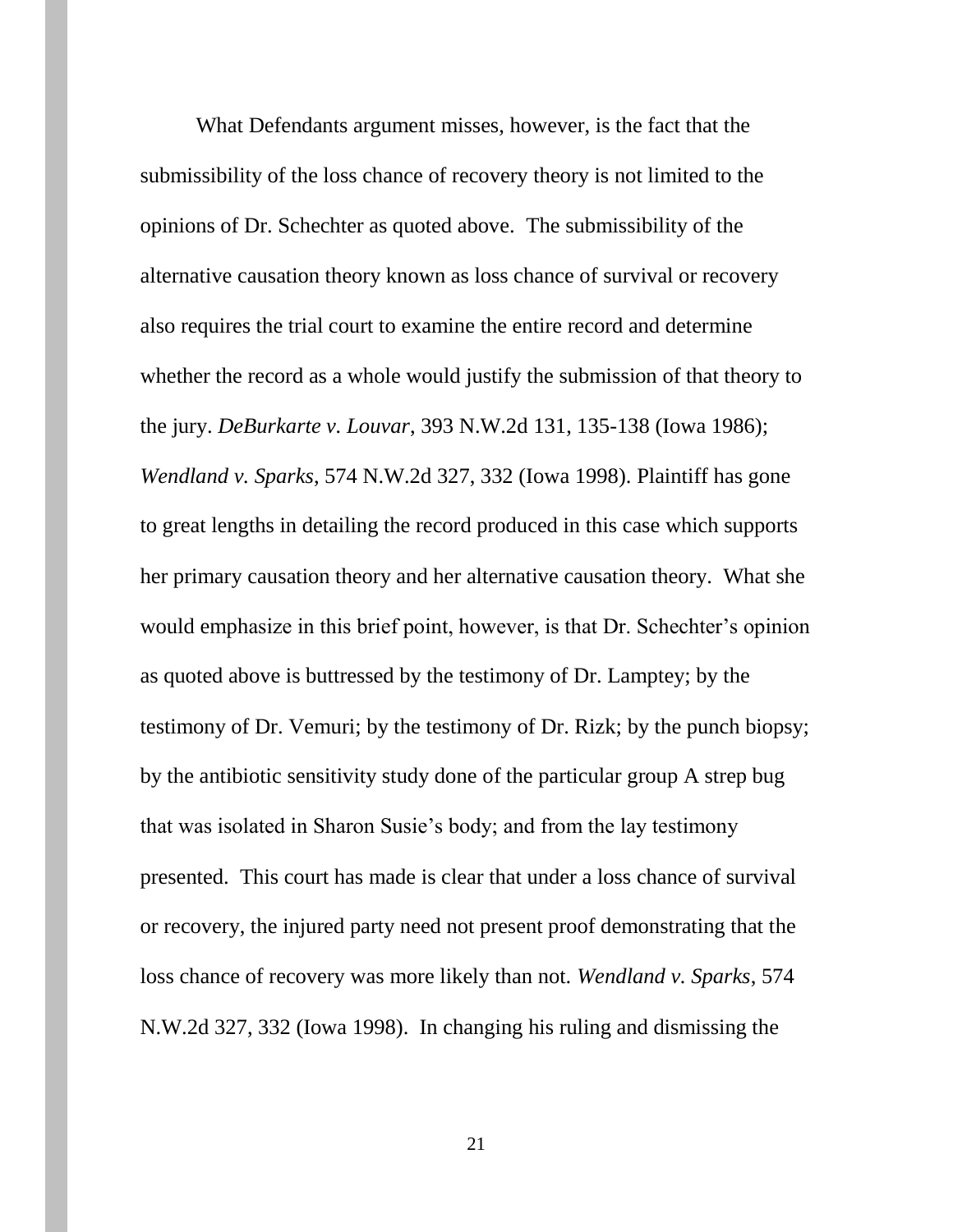What Defendants argument misses, however, is the fact that the submissibility of the loss chance of recovery theory is not limited to the opinions of Dr. Schechter as quoted above. The submissibility of the alternative causation theory known as loss chance of survival or recovery also requires the trial court to examine the entire record and determine whether the record as a whole would justify the submission of that theory to the jury. *DeBurkarte v. Louvar*, 393 N.W.2d 131, 135-138 (Iowa 1986); *Wendland v. Sparks*, 574 N.W.2d 327, 332 (Iowa 1998). Plaintiff has gone to great lengths in detailing the record produced in this case which supports her primary causation theory and her alternative causation theory. What she would emphasize in this brief point, however, is that Dr. Schechter's opinion as quoted above is buttressed by the testimony of Dr. Lamptey; by the testimony of Dr. Vemuri; by the testimony of Dr. Rizk; by the punch biopsy; by the antibiotic sensitivity study done of the particular group A strep bug that was isolated in Sharon Susie's body; and from the lay testimony presented. This court has made is clear that under a loss chance of survival or recovery, the injured party need not present proof demonstrating that the loss chance of recovery was more likely than not. *Wendland v. Sparks*, 574 N.W.2d 327, 332 (Iowa 1998). In changing his ruling and dismissing the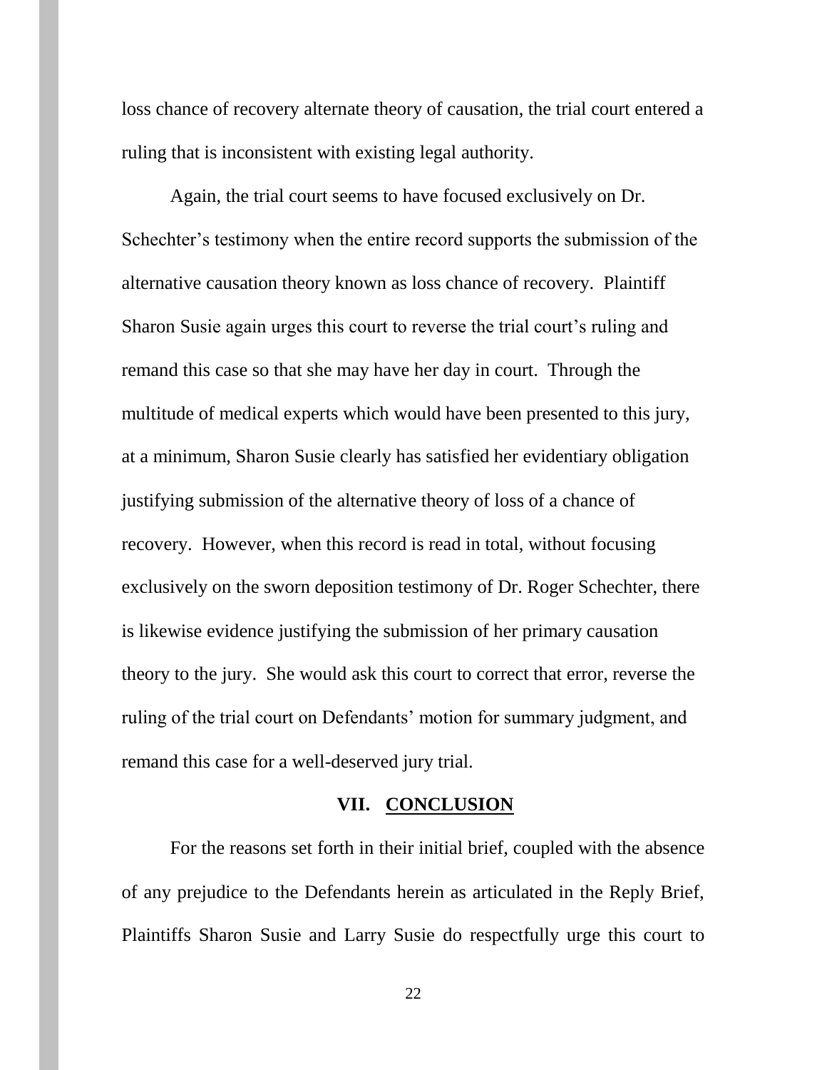loss chance of recovery alternate theory of causation, the trial court entered a ruling that is inconsistent with existing legal authority.

Again, the trial court seems to have focused exclusively on Dr. Schechter's testimony when the entire record supports the submission of the alternative causation theory known as loss chance of recovery. Plaintiff Sharon Susie again urges this court to reverse the trial court's ruling and remand this case so that she may have her day in court. Through the multitude of medical experts which would have been presented to this jury, at a minimum, Sharon Susie clearly has satisfied her evidentiary obligation justifying submission of the alternative theory of loss of a chance of recovery. However, when this record is read in total, without focusing exclusively on the sworn deposition testimony of Dr. Roger Schechter, there is likewise evidence justifying the submission of her primary causation theory to the jury. She would ask this court to correct that error, reverse the ruling of the trial court on Defendants' motion for summary judgment, and remand this case for a well-deserved jury trial.

## VII. CONCLUSION

For the reasons set forth in their initial brief, coupled with the absence of any prejudice to the Defendants herein as articulated in the Reply Brief, Plaintiffs Sharon Susie and Larry Susie do respectfully urge this court to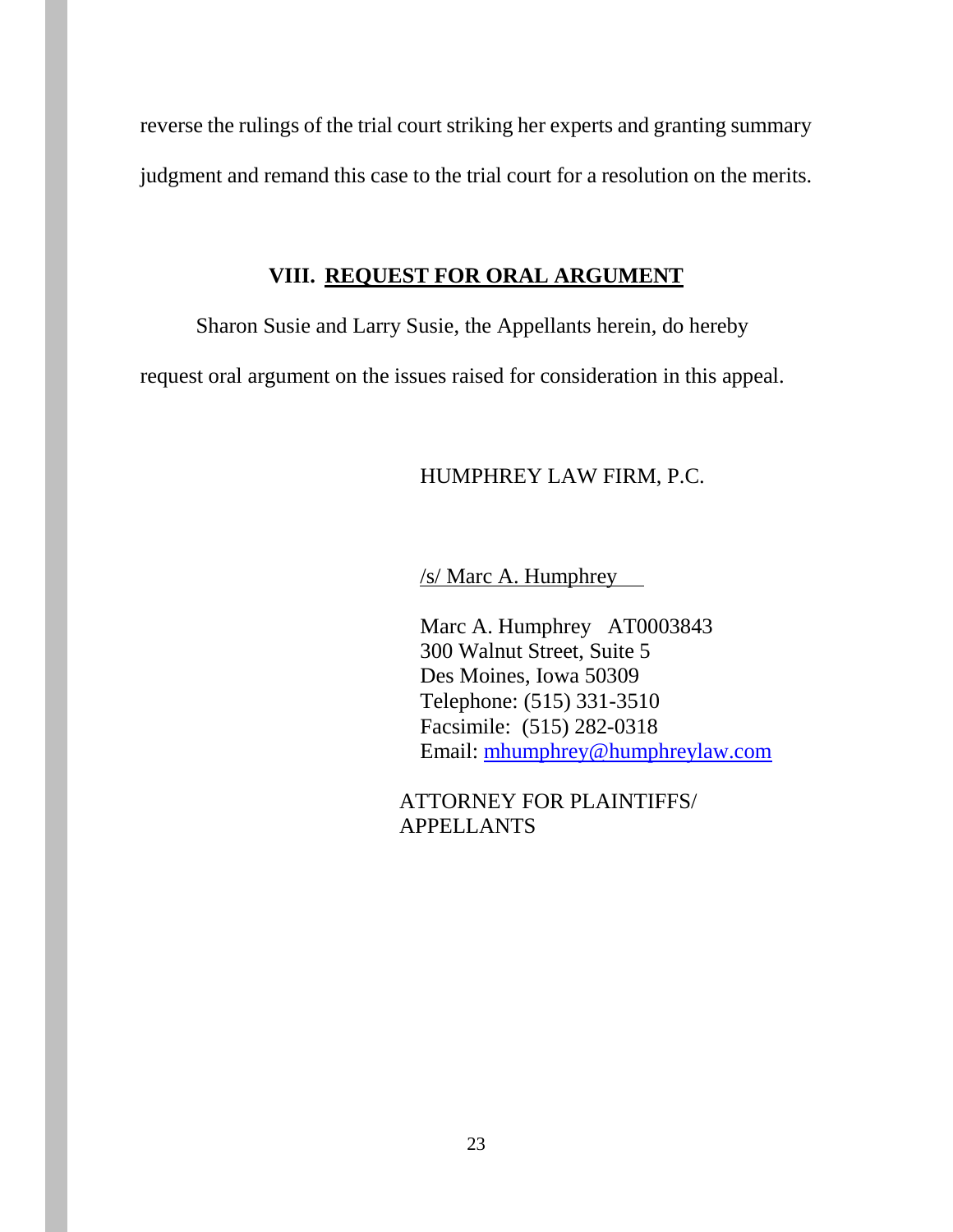reverse the rulings of the trial court striking her experts and granting summary judgment and remand this case to the trial court for a resolution on the merits.

## VIII. REQUEST FOR ORAL ARGUMENT

Sharon Susie and Larry Susie, the Appellants herein, do hereby request oral argument on the issues raised for consideration in this appeal.

HUMPHREY LAW FIRM, P.C.

/s/ Marc A. Humphrey

Marc A. Humphrey AT0003843
300 Walnut Street, Suite 5
Des Moines, Iowa 50309
Telephone: (515) 331-3510
Facsimile: (515) 282-0318
Email: mhumphrey@humphreylaw.com

ATTORNEY FOR PLAINTIFFS/
APPELLANTS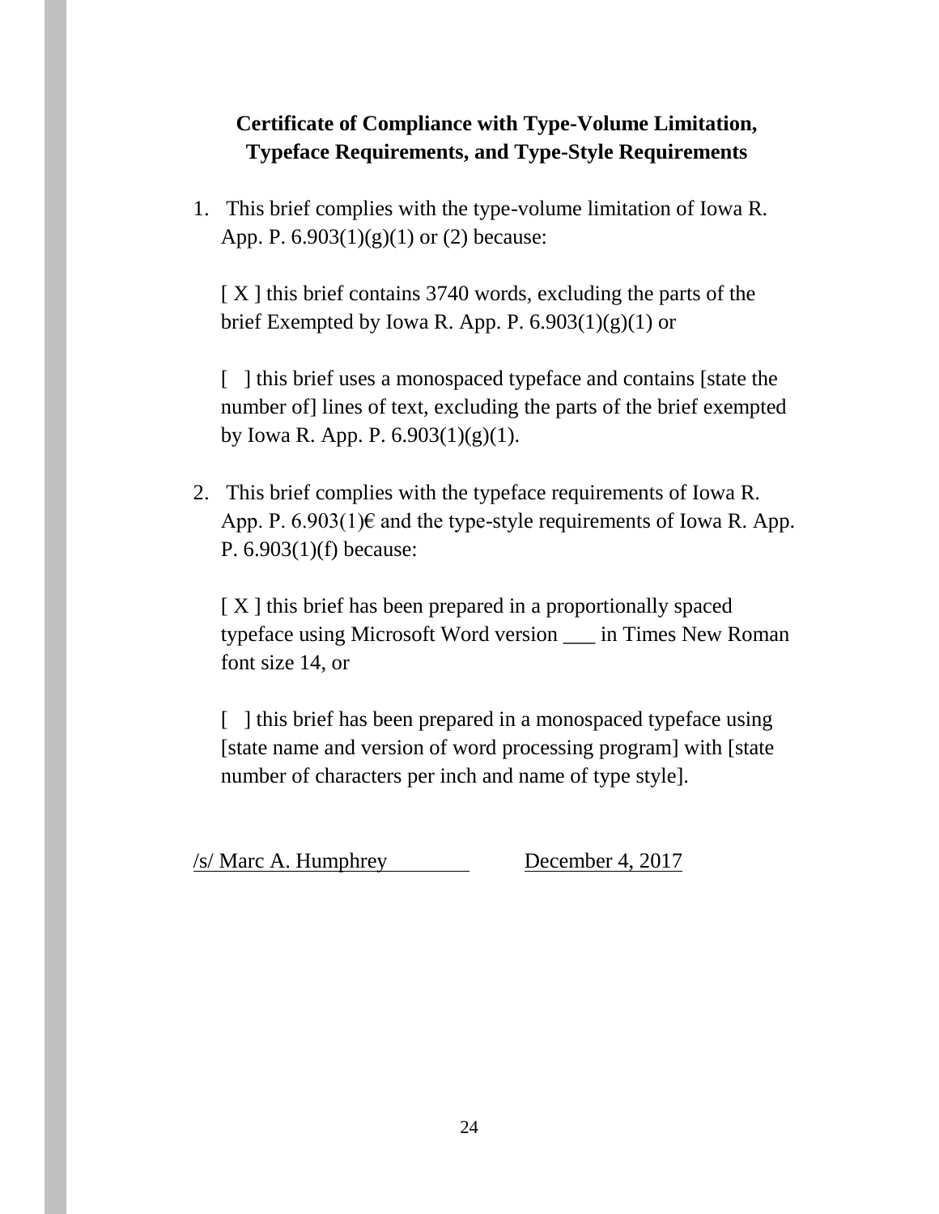**Certificate of Compliance with Type-Volume Limitation, Typeface Requirements, and Type-Style Requirements**

1. This brief complies with the type-volume limitation of Iowa R. App. P. 6.903(1)(g)(1) or (2) because:

   [ X ] this brief contains 3740 words, excluding the parts of the brief Exempted by Iowa R. App. P. 6.903(1)(g)(1) or

   [ ] this brief uses a monospaced typeface and contains [state the number of] lines of text, excluding the parts of the brief exempted by Iowa R. App. P. 6.903(1)(g)(1).

2. This brief complies with the typeface requirements of Iowa R. App. P. 6.903(1)€ and the type-style requirements of Iowa R. App. P. 6.903(1)(f) because:

   [ X ] this brief has been prepared in a proportionally spaced typeface using Microsoft Word version ___ in Times New Roman font size 14, or

   [ ] this brief has been prepared in a monospaced typeface using [state name and version of word processing program] with [state number of characters per inch and name of type style].

/s/ Marc A. Humphrey                December 4, 2017